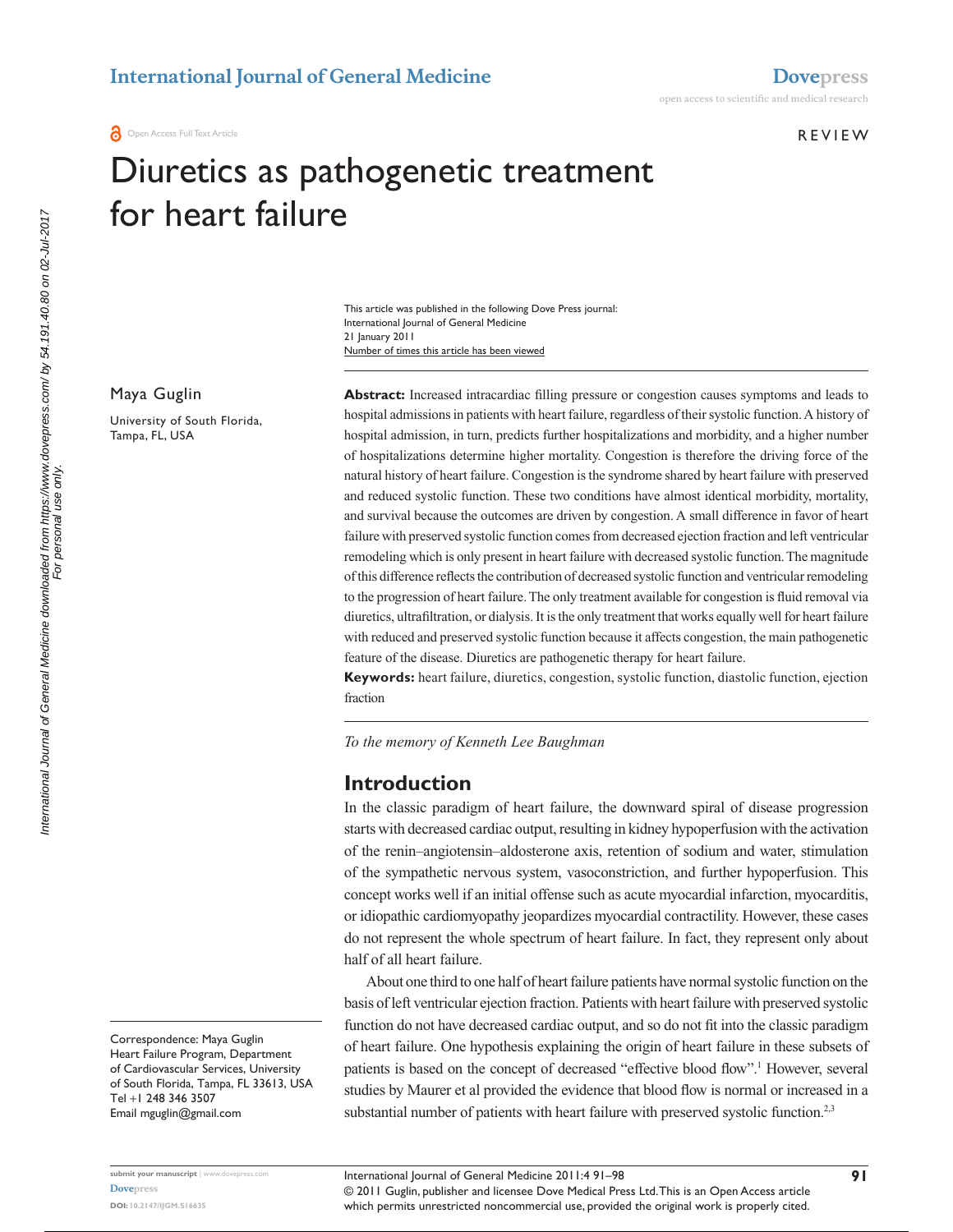# Diuretics as pathogenetic treatment for heart failure

This article was published in the following Dove Press journal:
International Journal of General Medicine
21 January 2011
Number of times this article has been viewed

Maya Guglin

University of South Florida, Tampa, FL, USA

**Abstract:** Increased intracardiac filling pressure or congestion causes symptoms and leads to hospital admissions in patients with heart failure, regardless of their systolic function. A history of hospital admission, in turn, predicts further hospitalizations and morbidity, and a higher number of hospitalizations determine higher mortality. Congestion is therefore the driving force of the natural history of heart failure. Congestion is the syndrome shared by heart failure with preserved and reduced systolic function. These two conditions have almost identical morbidity, mortality, and survival because the outcomes are driven by congestion. A small difference in favor of heart failure with preserved systolic function comes from decreased ejection fraction and left ventricular remodeling which is only present in heart failure with decreased systolic function. The magnitude of this difference reflects the contribution of decreased systolic function and ventricular remodeling to the progression of heart failure. The only treatment available for congestion is fluid removal via diuretics, ultrafiltration, or dialysis. It is the only treatment that works equally well for heart failure with reduced and preserved systolic function because it affects congestion, the main pathogenetic feature of the disease. Diuretics are pathogenetic therapy for heart failure.

**Keywords:** heart failure, diuretics, congestion, systolic function, diastolic function, ejection fraction

*To the memory of Kenneth Lee Baughman*

## Introduction

In the classic paradigm of heart failure, the downward spiral of disease progression starts with decreased cardiac output, resulting in kidney hypoperfusion with the activation of the renin–angiotensin–aldosterone axis, retention of sodium and water, stimulation of the sympathetic nervous system, vasoconstriction, and further hypoperfusion. This concept works well if an initial offense such as acute myocardial infarction, myocarditis, or idiopathic cardiomyopathy jeopardizes myocardial contractility. However, these cases do not represent the whole spectrum of heart failure. In fact, they represent only about half of all heart failure.

About one third to one half of heart failure patients have normal systolic function on the basis of left ventricular ejection fraction. Patients with heart failure with preserved systolic function do not have decreased cardiac output, and so do not fit into the classic paradigm of heart failure. One hypothesis explaining the origin of heart failure in these subsets of patients is based on the concept of decreased "effective blood flow".[1] However, several studies by Maurer et al provided the evidence that blood flow is normal or increased in a substantial number of patients with heart failure with preserved systolic function.[2,3]

Correspondence: Maya Guglin
Heart Failure Program, Department of Cardiovascular Services, University of South Florida, Tampa, FL 33613, USA
Tel +1 248 346 3507
Email mguglin@gmail.com

© 2011 Guglin, publisher and licensee Dove Medical Press Ltd. This is an Open Access article which permits unrestricted noncommercial use, provided the original work is properly cited.

DOI: 10.2147/IJGM.S16635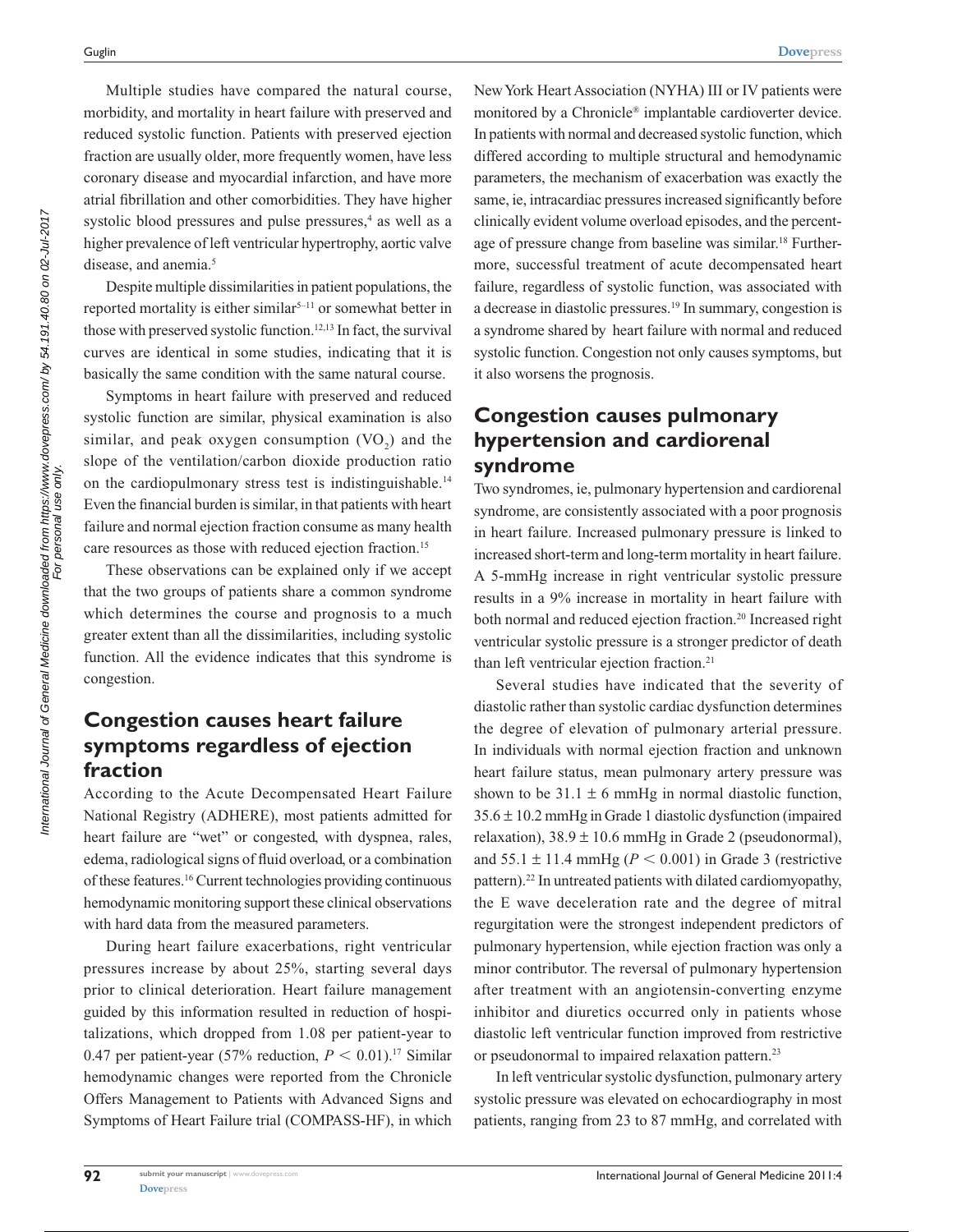Multiple studies have compared the natural course, morbidity, and mortality in heart failure with preserved and reduced systolic function. Patients with preserved ejection fraction are usually older, more frequently women, have less coronary disease and myocardial infarction, and have more atrial fibrillation and other comorbidities. They have higher systolic blood pressures and pulse pressures,[4] as well as a higher prevalence of left ventricular hypertrophy, aortic valve disease, and anemia.[5]

Despite multiple dissimilarities in patient populations, the reported mortality is either similar[5–11] or somewhat better in those with preserved systolic function.[12,13] In fact, the survival curves are identical in some studies, indicating that it is basically the same condition with the same natural course.

Symptoms in heart failure with preserved and reduced systolic function are similar, physical examination is also similar, and peak oxygen consumption ($VO_2$) and the slope of the ventilation/carbon dioxide production ratio on the cardiopulmonary stress test is indistinguishable.[14] Even the financial burden is similar, in that patients with heart failure and normal ejection fraction consume as many health care resources as those with reduced ejection fraction.[15]

These observations can be explained only if we accept that the two groups of patients share a common syndrome which determines the course and prognosis to a much greater extent than all the dissimilarities, including systolic function. All the evidence indicates that this syndrome is congestion.

## Congestion causes heart failure symptoms regardless of ejection fraction

According to the Acute Decompensated Heart Failure National Registry (ADHERE), most patients admitted for heart failure are "wet" or congested, with dyspnea, rales, edema, radiological signs of fluid overload, or a combination of these features.[16] Current technologies providing continuous hemodynamic monitoring support these clinical observations with hard data from the measured parameters.

During heart failure exacerbations, right ventricular pressures increase by about 25%, starting several days prior to clinical deterioration. Heart failure management guided by this information resulted in reduction of hospitalizations, which dropped from 1.08 per patient-year to 0.47 per patient-year (57% reduction, $P < 0.01$).[17] Similar hemodynamic changes were reported from the Chronicle Offers Management to Patients with Advanced Signs and Symptoms of Heart Failure trial (COMPASS-HF), in which New York Heart Association (NYHA) III or IV patients were monitored by a Chronicle® implantable cardioverter device. In patients with normal and decreased systolic function, which differed according to multiple structural and hemodynamic parameters, the mechanism of exacerbation was exactly the same, ie, intracardiac pressures increased significantly before clinically evident volume overload episodes, and the percentage of pressure change from baseline was similar.[18] Furthermore, successful treatment of acute decompensated heart failure, regardless of systolic function, was associated with a decrease in diastolic pressures.[19] In summary, congestion is a syndrome shared by heart failure with normal and reduced systolic function. Congestion not only causes symptoms, but it also worsens the prognosis.

## Congestion causes pulmonary hypertension and cardiorenal syndrome

Two syndromes, ie, pulmonary hypertension and cardiorenal syndrome, are consistently associated with a poor prognosis in heart failure. Increased pulmonary pressure is linked to increased short-term and long-term mortality in heart failure. A 5-mmHg increase in right ventricular systolic pressure results in a 9% increase in mortality in heart failure with both normal and reduced ejection fraction.[20] Increased right ventricular systolic pressure is a stronger predictor of death than left ventricular ejection fraction.[21]

Several studies have indicated that the severity of diastolic rather than systolic cardiac dysfunction determines the degree of elevation of pulmonary arterial pressure. In individuals with normal ejection fraction and unknown heart failure status, mean pulmonary artery pressure was shown to be $31.1 \pm 6$ mmHg in normal diastolic function, $35.6 \pm 10.2$ mmHg in Grade 1 diastolic dysfunction (impaired relaxation), $38.9 \pm 10.6$ mmHg in Grade 2 (pseudonormal), and $55.1 \pm 11.4$ mmHg ($P < 0.001$) in Grade 3 (restrictive pattern).[22] In untreated patients with dilated cardiomyopathy, the E wave deceleration rate and the degree of mitral regurgitation were the strongest independent predictors of pulmonary hypertension, while ejection fraction was only a minor contributor. The reversal of pulmonary hypertension after treatment with an angiotensin-converting enzyme inhibitor and diuretics occurred only in patients whose diastolic left ventricular function improved from restrictive or pseudonormal to impaired relaxation pattern.[23]

In left ventricular systolic dysfunction, pulmonary artery systolic pressure was elevated on echocardiography in most patients, ranging from 23 to 87 mmHg, and correlated with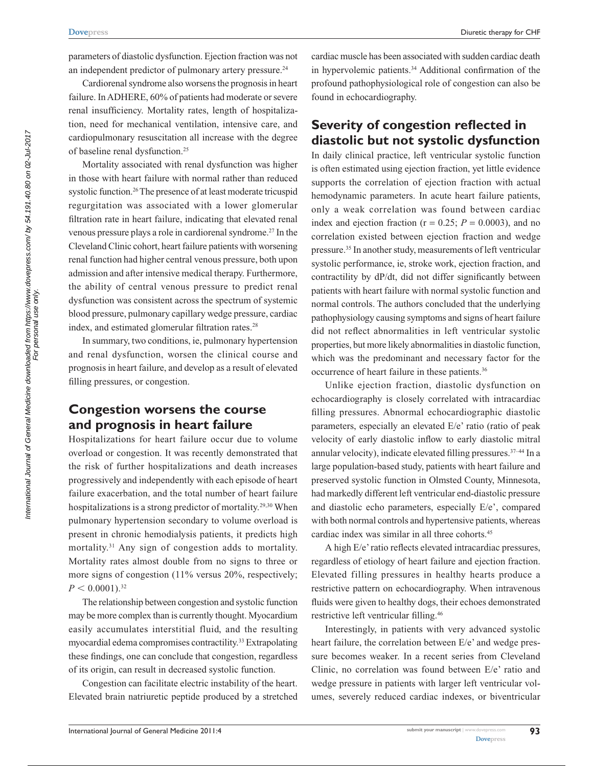parameters of diastolic dysfunction. Ejection fraction was not an independent predictor of pulmonary artery pressure.[24]

Cardiorenal syndrome also worsens the prognosis in heart failure. In ADHERE, 60% of patients had moderate or severe renal insufficiency. Mortality rates, length of hospitalization, need for mechanical ventilation, intensive care, and cardiopulmonary resuscitation all increase with the degree of baseline renal dysfunction.[25]

Mortality associated with renal dysfunction was higher in those with heart failure with normal rather than reduced systolic function.[26] The presence of at least moderate tricuspid regurgitation was associated with a lower glomerular filtration rate in heart failure, indicating that elevated renal venous pressure plays a role in cardiorenal syndrome.[27] In the Cleveland Clinic cohort, heart failure patients with worsening renal function had higher central venous pressure, both upon admission and after intensive medical therapy. Furthermore, the ability of central venous pressure to predict renal dysfunction was consistent across the spectrum of systemic blood pressure, pulmonary capillary wedge pressure, cardiac index, and estimated glomerular filtration rates.[28]

In summary, two conditions, ie, pulmonary hypertension and renal dysfunction, worsen the clinical course and prognosis in heart failure, and develop as a result of elevated filling pressures, or congestion.

## Congestion worsens the course and prognosis in heart failure

Hospitalizations for heart failure occur due to volume overload or congestion. It was recently demonstrated that the risk of further hospitalizations and death increases progressively and independently with each episode of heart failure exacerbation, and the total number of heart failure hospitalizations is a strong predictor of mortality.[29,30] When pulmonary hypertension secondary to volume overload is present in chronic hemodialysis patients, it predicts high mortality.[31] Any sign of congestion adds to mortality. Mortality rates almost double from no signs to three or more signs of congestion (11% versus 20%, respectively; $P < 0.0001$).[32]

The relationship between congestion and systolic function may be more complex than is currently thought. Myocardium easily accumulates interstitial fluid, and the resulting myocardial edema compromises contractility.[33] Extrapolating these findings, one can conclude that congestion, regardless of its origin, can result in decreased systolic function.

Congestion can facilitate electric instability of the heart. Elevated brain natriuretic peptide produced by a stretched cardiac muscle has been associated with sudden cardiac death in hypervolemic patients.[34] Additional confirmation of the profound pathophysiological role of congestion can also be found in echocardiography.

## Severity of congestion reflected in diastolic but not systolic dysfunction

In daily clinical practice, left ventricular systolic function is often estimated using ejection fraction, yet little evidence supports the correlation of ejection fraction with actual hemodynamic parameters. In acute heart failure patients, only a weak correlation was found between cardiac index and ejection fraction ($r = 0.25$; $P = 0.0003$), and no correlation existed between ejection fraction and wedge pressure.[35] In another study, measurements of left ventricular systolic performance, ie, stroke work, ejection fraction, and contractility by dP/dt, did not differ significantly between patients with heart failure with normal systolic function and normal controls. The authors concluded that the underlying pathophysiology causing symptoms and signs of heart failure did not reflect abnormalities in left ventricular systolic properties, but more likely abnormalities in diastolic function, which was the predominant and necessary factor for the occurrence of heart failure in these patients.[36]

Unlike ejection fraction, diastolic dysfunction on echocardiography is closely correlated with intracardiac filling pressures. Abnormal echocardiographic diastolic parameters, especially an elevated E/e' ratio (ratio of peak velocity of early diastolic inflow to early diastolic mitral annular velocity), indicate elevated filling pressures.[37–44] In a large population-based study, patients with heart failure and preserved systolic function in Olmsted County, Minnesota, had markedly different left ventricular end-diastolic pressure and diastolic echo parameters, especially E/e', compared with both normal controls and hypertensive patients, whereas cardiac index was similar in all three cohorts.[45]

A high E/e' ratio reflects elevated intracardiac pressures, regardless of etiology of heart failure and ejection fraction. Elevated filling pressures in healthy hearts produce a restrictive pattern on echocardiography. When intravenous fluids were given to healthy dogs, their echoes demonstrated restrictive left ventricular filling.[46]

Interestingly, in patients with very advanced systolic heart failure, the correlation between E/e' and wedge pressure becomes weaker. In a recent series from Cleveland Clinic, no correlation was found between E/e' ratio and wedge pressure in patients with larger left ventricular volumes, severely reduced cardiac indexes, or biventricular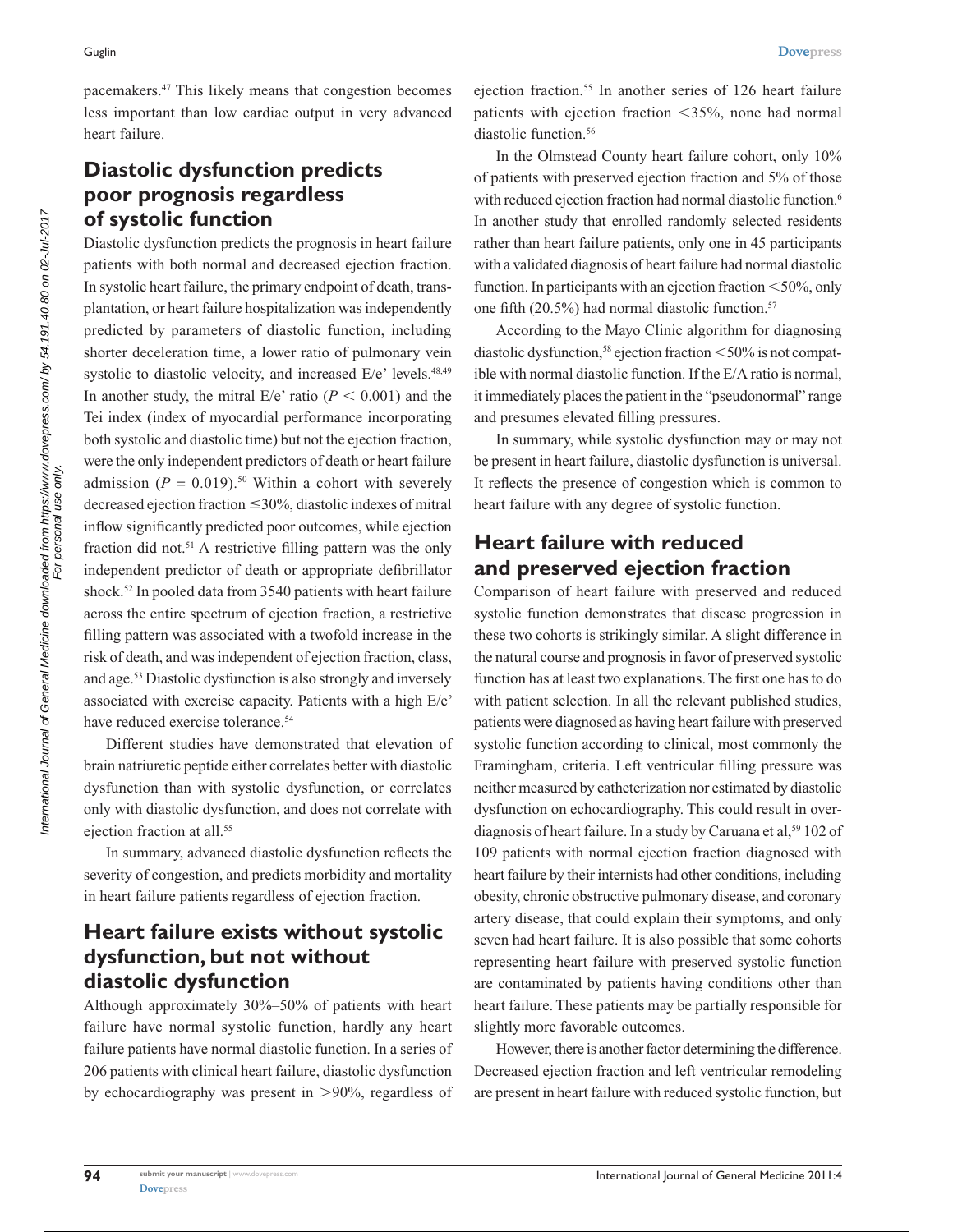pacemakers.[47] This likely means that congestion becomes less important than low cardiac output in very advanced heart failure.

## Diastolic dysfunction predicts poor prognosis regardless of systolic function

Diastolic dysfunction predicts the prognosis in heart failure patients with both normal and decreased ejection fraction. In systolic heart failure, the primary endpoint of death, transplantation, or heart failure hospitalization was independently predicted by parameters of diastolic function, including shorter deceleration time, a lower ratio of pulmonary vein systolic to diastolic velocity, and increased E/e' levels.[48,49] In another study, the mitral E/e' ratio ($P < 0.001$) and the Tei index (index of myocardial performance incorporating both systolic and diastolic time) but not the ejection fraction, were the only independent predictors of death or heart failure admission ($P = 0.019$).[50] Within a cohort with severely decreased ejection fraction ≤30%, diastolic indexes of mitral inflow significantly predicted poor outcomes, while ejection fraction did not.[51] A restrictive filling pattern was the only independent predictor of death or appropriate defibrillator shock.[52] In pooled data from 3540 patients with heart failure across the entire spectrum of ejection fraction, a restrictive filling pattern was associated with a twofold increase in the risk of death, and was independent of ejection fraction, class, and age.[53] Diastolic dysfunction is also strongly and inversely associated with exercise capacity. Patients with a high E/e' have reduced exercise tolerance.[54]

Different studies have demonstrated that elevation of brain natriuretic peptide either correlates better with diastolic dysfunction than with systolic dysfunction, or correlates only with diastolic dysfunction, and does not correlate with ejection fraction at all.[55]

In summary, advanced diastolic dysfunction reflects the severity of congestion, and predicts morbidity and mortality in heart failure patients regardless of ejection fraction.

## Heart failure exists without systolic dysfunction, but not without diastolic dysfunction

Although approximately 30%–50% of patients with heart failure have normal systolic function, hardly any heart failure patients have normal diastolic function. In a series of 206 patients with clinical heart failure, diastolic dysfunction by echocardiography was present in >90%, regardless of ejection fraction.[55] In another series of 126 heart failure patients with ejection fraction <35%, none had normal diastolic function.[56]

In the Olmstead County heart failure cohort, only 10% of patients with preserved ejection fraction and 5% of those with reduced ejection fraction had normal diastolic function.[6] In another study that enrolled randomly selected residents rather than heart failure patients, only one in 45 participants with a validated diagnosis of heart failure had normal diastolic function. In participants with an ejection fraction <50%, only one fifth (20.5%) had normal diastolic function.[57]

According to the Mayo Clinic algorithm for diagnosing diastolic dysfunction,[58] ejection fraction <50% is not compatible with normal diastolic function. If the E/A ratio is normal, it immediately places the patient in the "pseudonormal" range and presumes elevated filling pressures.

In summary, while systolic dysfunction may or may not be present in heart failure, diastolic dysfunction is universal. It reflects the presence of congestion which is common to heart failure with any degree of systolic function.

## Heart failure with reduced and preserved ejection fraction

Comparison of heart failure with preserved and reduced systolic function demonstrates that disease progression in these two cohorts is strikingly similar. A slight difference in the natural course and prognosis in favor of preserved systolic function has at least two explanations. The first one has to do with patient selection. In all the relevant published studies, patients were diagnosed as having heart failure with preserved systolic function according to clinical, most commonly the Framingham, criteria. Left ventricular filling pressure was neither measured by catheterization nor estimated by diastolic dysfunction on echocardiography. This could result in overdiagnosis of heart failure. In a study by Caruana et al,[59] 102 of 109 patients with normal ejection fraction diagnosed with heart failure by their internists had other conditions, including obesity, chronic obstructive pulmonary disease, and coronary artery disease, that could explain their symptoms, and only seven had heart failure. It is also possible that some cohorts representing heart failure with preserved systolic function are contaminated by patients having conditions other than heart failure. These patients may be partially responsible for slightly more favorable outcomes.

However, there is another factor determining the difference. Decreased ejection fraction and left ventricular remodeling are present in heart failure with reduced systolic function, but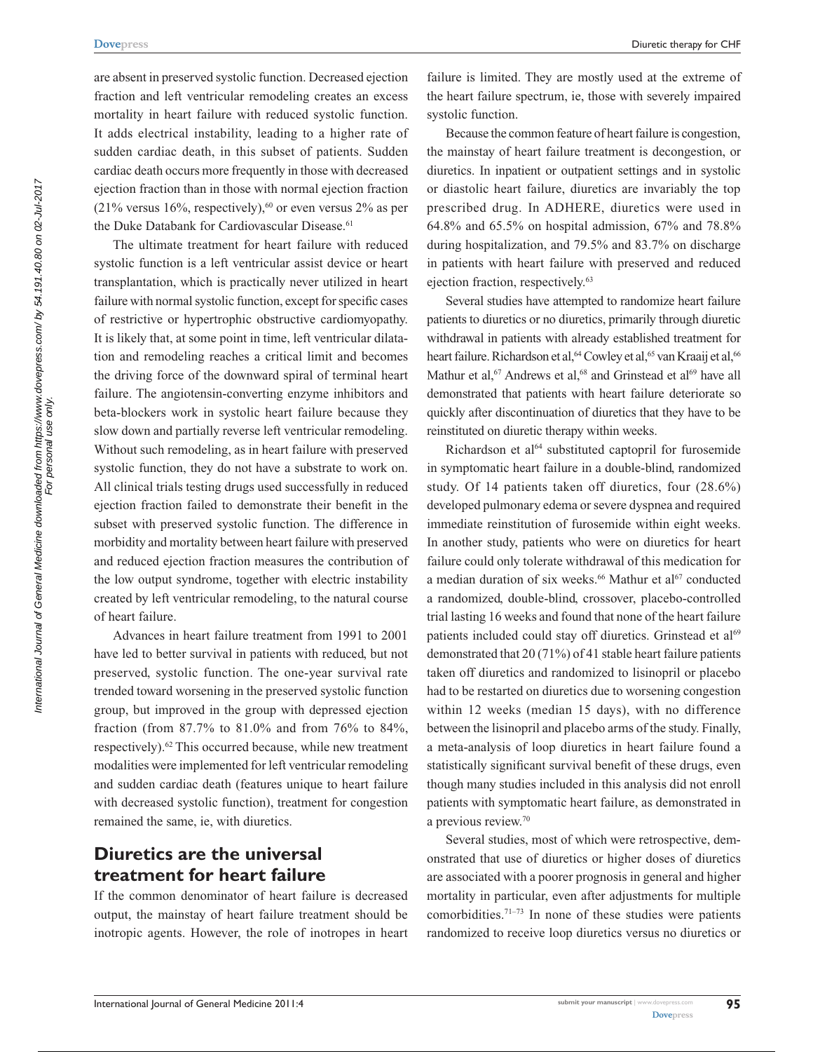are absent in preserved systolic function. Decreased ejection fraction and left ventricular remodeling creates an excess mortality in heart failure with reduced systolic function. It adds electrical instability, leading to a higher rate of sudden cardiac death, in this subset of patients. Sudden cardiac death occurs more frequently in those with decreased ejection fraction than in those with normal ejection fraction (21% versus 16%, respectively),[60] or even versus 2% as per the Duke Databank for Cardiovascular Disease.[61]

The ultimate treatment for heart failure with reduced systolic function is a left ventricular assist device or heart transplantation, which is practically never utilized in heart failure with normal systolic function, except for specific cases of restrictive or hypertrophic obstructive cardiomyopathy. It is likely that, at some point in time, left ventricular dilatation and remodeling reaches a critical limit and becomes the driving force of the downward spiral of terminal heart failure. The angiotensin-converting enzyme inhibitors and beta-blockers work in systolic heart failure because they slow down and partially reverse left ventricular remodeling. Without such remodeling, as in heart failure with preserved systolic function, they do not have a substrate to work on. All clinical trials testing drugs used successfully in reduced ejection fraction failed to demonstrate their benefit in the subset with preserved systolic function. The difference in morbidity and mortality between heart failure with preserved and reduced ejection fraction measures the contribution of the low output syndrome, together with electric instability created by left ventricular remodeling, to the natural course of heart failure.

Advances in heart failure treatment from 1991 to 2001 have led to better survival in patients with reduced, but not preserved, systolic function. The one-year survival rate trended toward worsening in the preserved systolic function group, but improved in the group with depressed ejection fraction (from 87.7% to 81.0% and from 76% to 84%, respectively).[62] This occurred because, while new treatment modalities were implemented for left ventricular remodeling and sudden cardiac death (features unique to heart failure with decreased systolic function), treatment for congestion remained the same, ie, with diuretics.

## Diuretics are the universal treatment for heart failure

If the common denominator of heart failure is decreased output, the mainstay of heart failure treatment should be inotropic agents. However, the role of inotropes in heart failure is limited. They are mostly used at the extreme of the heart failure spectrum, ie, those with severely impaired systolic function.

Because the common feature of heart failure is congestion, the mainstay of heart failure treatment is decongestion, or diuretics. In inpatient or outpatient settings and in systolic or diastolic heart failure, diuretics are invariably the top prescribed drug. In ADHERE, diuretics were used in 64.8% and 65.5% on hospital admission, 67% and 78.8% during hospitalization, and 79.5% and 83.7% on discharge in patients with heart failure with preserved and reduced ejection fraction, respectively.[63]

Several studies have attempted to randomize heart failure patients to diuretics or no diuretics, primarily through diuretic withdrawal in patients with already established treatment for heart failure. Richardson et al,[64] Cowley et al,[65] van Kraaij et al,[66] Mathur et al,[67] Andrews et al,[68] and Grinstead et al[69] have all demonstrated that patients with heart failure deteriorate so quickly after discontinuation of diuretics that they have to be reinstituted on diuretic therapy within weeks.

Richardson et al[64] substituted captopril for furosemide in symptomatic heart failure in a double-blind, randomized study. Of 14 patients taken off diuretics, four (28.6%) developed pulmonary edema or severe dyspnea and required immediate reinstitution of furosemide within eight weeks. In another study, patients who were on diuretics for heart failure could only tolerate withdrawal of this medication for a median duration of six weeks.[66] Mathur et al[67] conducted a randomized, double-blind, crossover, placebo-controlled trial lasting 16 weeks and found that none of the heart failure patients included could stay off diuretics. Grinstead et al[69] demonstrated that 20 (71%) of 41 stable heart failure patients taken off diuretics and randomized to lisinopril or placebo had to be restarted on diuretics due to worsening congestion within 12 weeks (median 15 days), with no difference between the lisinopril and placebo arms of the study. Finally, a meta-analysis of loop diuretics in heart failure found a statistically significant survival benefit of these drugs, even though many studies included in this analysis did not enroll patients with symptomatic heart failure, as demonstrated in a previous review.[70]

Several studies, most of which were retrospective, demonstrated that use of diuretics or higher doses of diuretics are associated with a poorer prognosis in general and higher mortality in particular, even after adjustments for multiple comorbidities.[71–73] In none of these studies were patients randomized to receive loop diuretics versus no diuretics or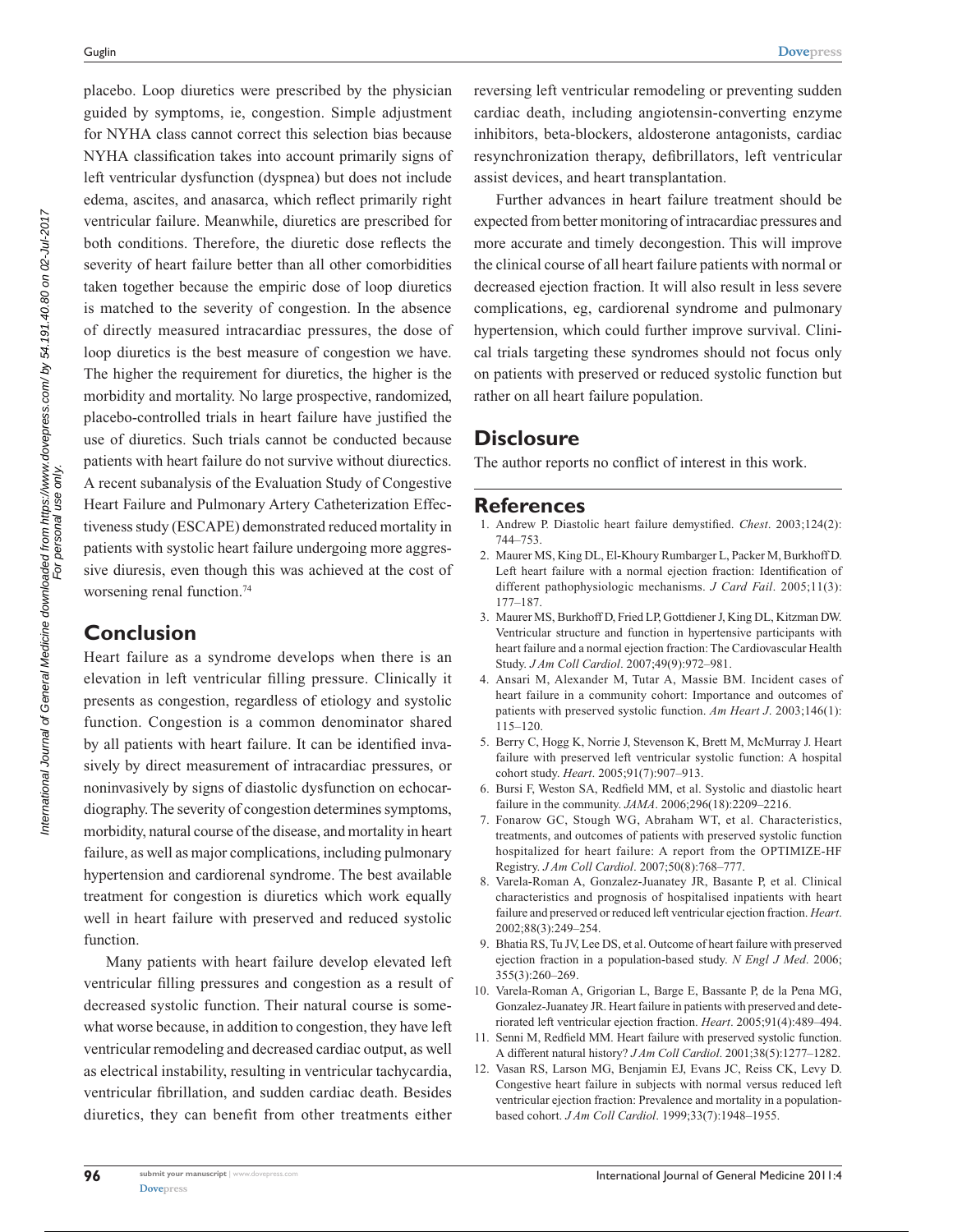placebo. Loop diuretics were prescribed by the physician guided by symptoms, ie, congestion. Simple adjustment for NYHA class cannot correct this selection bias because NYHA classification takes into account primarily signs of left ventricular dysfunction (dyspnea) but does not include edema, ascites, and anasarca, which reflect primarily right ventricular failure. Meanwhile, diuretics are prescribed for both conditions. Therefore, the diuretic dose reflects the severity of heart failure better than all other comorbidities taken together because the empiric dose of loop diuretics is matched to the severity of congestion. In the absence of directly measured intracardiac pressures, the dose of loop diuretics is the best measure of congestion we have. The higher the requirement for diuretics, the higher is the morbidity and mortality. No large prospective, randomized, placebo-controlled trials in heart failure have justified the use of diuretics. Such trials cannot be conducted because patients with heart failure do not survive without diurectics. A recent subanalysis of the Evaluation Study of Congestive Heart Failure and Pulmonary Artery Catheterization Effectiveness study (ESCAPE) demonstrated reduced mortality in patients with systolic heart failure undergoing more aggressive diuresis, even though this was achieved at the cost of worsening renal function.[74]

## Conclusion

Heart failure as a syndrome develops when there is an elevation in left ventricular filling pressure. Clinically it presents as congestion, regardless of etiology and systolic function. Congestion is a common denominator shared by all patients with heart failure. It can be identified invasively by direct measurement of intracardiac pressures, or noninvasively by signs of diastolic dysfunction on echocardiography. The severity of congestion determines symptoms, morbidity, natural course of the disease, and mortality in heart failure, as well as major complications, including pulmonary hypertension and cardiorenal syndrome. The best available treatment for congestion is diuretics which work equally well in heart failure with preserved and reduced systolic function.

Many patients with heart failure develop elevated left ventricular filling pressures and congestion as a result of decreased systolic function. Their natural course is somewhat worse because, in addition to congestion, they have left ventricular remodeling and decreased cardiac output, as well as electrical instability, resulting in ventricular tachycardia, ventricular fibrillation, and sudden cardiac death. Besides diuretics, they can benefit from other treatments either reversing left ventricular remodeling or preventing sudden cardiac death, including angiotensin-converting enzyme inhibitors, beta-blockers, aldosterone antagonists, cardiac resynchronization therapy, defibrillators, left ventricular assist devices, and heart transplantation.

Further advances in heart failure treatment should be expected from better monitoring of intracardiac pressures and more accurate and timely decongestion. This will improve the clinical course of all heart failure patients with normal or decreased ejection fraction. It will also result in less severe complications, eg, cardiorenal syndrome and pulmonary hypertension, which could further improve survival. Clinical trials targeting these syndromes should not focus only on patients with preserved or reduced systolic function but rather on all heart failure population.

## Disclosure

The author reports no conflict of interest in this work.

## References

1. Andrew P. Diastolic heart failure demystified. *Chest*. 2003;124(2): 744–753.
2. Maurer MS, King DL, El-Khoury Rumbarger L, Packer M, Burkhoff D. Left heart failure with a normal ejection fraction: Identification of different pathophysiologic mechanisms. *J Card Fail*. 2005;11(3): 177–187.
3. Maurer MS, Burkhoff D, Fried LP, Gottdiener J, King DL, Kitzman DW. Ventricular structure and function in hypertensive participants with heart failure and a normal ejection fraction: The Cardiovascular Health Study. *J Am Coll Cardiol*. 2007;49(9):972–981.
4. Ansari M, Alexander M, Tutar A, Massie BM. Incident cases of heart failure in a community cohort: Importance and outcomes of patients with preserved systolic function. *Am Heart J*. 2003;146(1): 115–120.
5. Berry C, Hogg K, Norrie J, Stevenson K, Brett M, McMurray J. Heart failure with preserved left ventricular systolic function: A hospital cohort study. *Heart*. 2005;91(7):907–913.
6. Bursi F, Weston SA, Redfield MM, et al. Systolic and diastolic heart failure in the community. *JAMA*. 2006;296(18):2209–2216.
7. Fonarow GC, Stough WG, Abraham WT, et al. Characteristics, treatments, and outcomes of patients with preserved systolic function hospitalized for heart failure: A report from the OPTIMIZE-HF Registry. *J Am Coll Cardiol*. 2007;50(8):768–777.
8. Varela-Roman A, Gonzalez-Juanatey JR, Basante P, et al. Clinical characteristics and prognosis of hospitalised inpatients with heart failure and preserved or reduced left ventricular ejection fraction. *Heart*. 2002;88(3):249–254.
9. Bhatia RS, Tu JV, Lee DS, et al. Outcome of heart failure with preserved ejection fraction in a population-based study. *N Engl J Med*. 2006; 355(3):260–269.
10. Varela-Roman A, Grigorian L, Barge E, Bassante P, de la Pena MG, Gonzalez-Juanatey JR. Heart failure in patients with preserved and deteriorated left ventricular ejection fraction. *Heart*. 2005;91(4):489–494.
11. Senni M, Redfield MM. Heart failure with preserved systolic function. A different natural history? *J Am Coll Cardiol*. 2001;38(5):1277–1282.
12. Vasan RS, Larson MG, Benjamin EJ, Evans JC, Reiss CK, Levy D. Congestive heart failure in subjects with normal versus reduced left ventricular ejection fraction: Prevalence and mortality in a population-based cohort. *J Am Coll Cardiol*. 1999;33(7):1948–1955.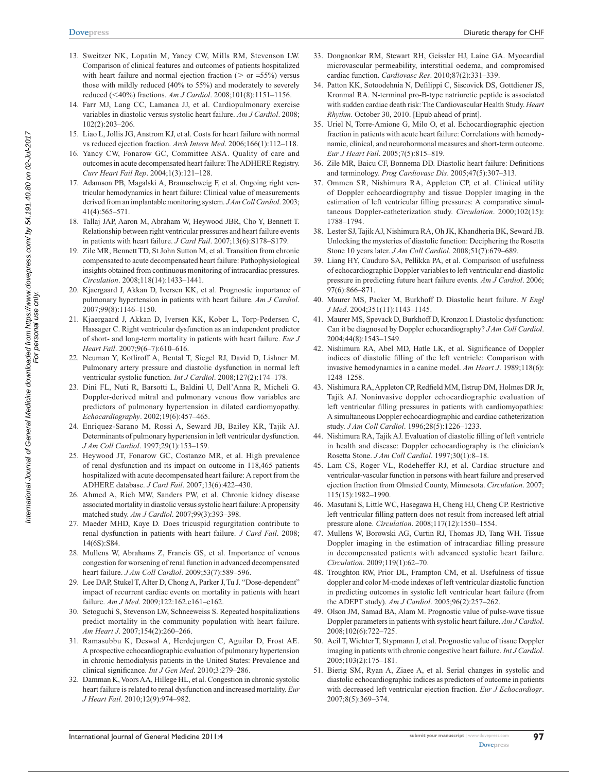13. Sweitzer NK, Lopatin M, Yancy CW, Mills RM, Stevenson LW. Comparison of clinical features and outcomes of patients hospitalized with heart failure and normal ejection fraction (> or =55%) versus those with mildly reduced (40% to 55%) and moderately to severely reduced (<40%) fractions. *Am J Cardiol*. 2008;101(8):1151–1156.
14. Farr MJ, Lang CC, Lamanca JJ, et al. Cardiopulmonary exercise variables in diastolic versus systolic heart failure. *Am J Cardiol*. 2008; 102(2):203–206.
15. Liao L, Jollis JG, Anstrom KJ, et al. Costs for heart failure with normal vs reduced ejection fraction. *Arch Intern Med*. 2006;166(1):112–118.
16. Yancy CW, Fonarow GC, Committee ASA. Quality of care and outcomes in acute decompensated heart failure: The ADHERE Registry. *Curr Heart Fail Rep*. 2004;1(3):121–128.
17. Adamson PB, Magalski A, Braunschweig F, et al. Ongoing right ventricular hemodynamics in heart failure: Clinical value of measurements derived from an implantable monitoring system. *J Am Coll Cardiol*. 2003; 41(4):565–571.
18. Tallaj JAP, Aaron M, Abraham W, Heywood JBR, Cho Y, Bennett T. Relationship between right ventricular pressures and heart failure events in patients with heart failure. *J Card Fail*. 2007;13(6):S178–S179.
19. Zile MR, Bennett TD, St John Sutton M, et al. Transition from chronic compensated to acute decompensated heart failure: Pathophysiological insights obtained from continuous monitoring of intracardiac pressures. *Circulation*. 2008;118(14):1433–1441.
20. Kjaergaard J, Akkan D, Iversen KK, et al. Prognostic importance of pulmonary hypertension in patients with heart failure. *Am J Cardiol*. 2007;99(8):1146–1150.
21. Kjaergaard J, Akkan D, Iversen KK, Kober L, Torp-Pedersen C, Hassager C. Right ventricular dysfunction as an independent predictor of short- and long-term mortality in patients with heart failure. *Eur J Heart Fail*. 2007;9(6–7):610–616.
22. Neuman Y, Kotliroff A, Bental T, Siegel RJ, David D, Lishner M. Pulmonary artery pressure and diastolic dysfunction in normal left ventricular systolic function. *Int J Cardiol*. 2008;127(2):174–178.
23. Dini FL, Nuti R, Barsotti L, Baldini U, Dell'Anna R, Micheli G. Doppler-derived mitral and pulmonary venous flow variables are predictors of pulmonary hypertension in dilated cardiomyopathy. *Echocardiography*. 2002;19(6):457–465.
24. Enriquez-Sarano M, Rossi A, Seward JB, Bailey KR, Tajik AJ. Determinants of pulmonary hypertension in left ventricular dysfunction. *J Am Coll Cardiol*. 1997;29(1):153–159.
25. Heywood JT, Fonarow GC, Costanzo MR, et al. High prevalence of renal dysfunction and its impact on outcome in 118,465 patients hospitalized with acute decompensated heart failure: A report from the ADHERE database. *J Card Fail*. 2007;13(6):422–430.
26. Ahmed A, Rich MW, Sanders PW, et al. Chronic kidney disease associated mortality in diastolic versus systolic heart failure: A propensity matched study. *Am J Cardiol*. 2007;99(3):393–398.
27. Maeder MHD, Kaye D. Does tricuspid regurgitation contribute to renal dysfunction in patients with heart failure. *J Card Fail*. 2008; 14(6S):S84.
28. Mullens W, Abrahams Z, Francis GS, et al. Importance of venous congestion for worsening of renal function in advanced decompensated heart failure. *J Am Coll Cardiol*. 2009;53(7):589–596.
29. Lee DAP, Stukel T, Alter D, Chong A, Parker J, Tu J. "Dose-dependent" impact of recurrent cardiac events on mortality in patients with heart failure. *Am J Med*. 2009;122:162.e161–e162.
30. Setoguchi S, Stevenson LW, Schneeweiss S. Repeated hospitalizations predict mortality in the community population with heart failure. *Am Heart J*. 2007;154(2):260–266.
31. Ramasubbu K, Deswal A, Herdejurgen C, Aguilar D, Frost AE. A prospective echocardiographic evaluation of pulmonary hypertension in chronic hemodialysis patients in the United States: Prevalence and clinical significance. *Int J Gen Med*. 2010;3:279–286.
32. Damman K, Voors AA, Hillege HL, et al. Congestion in chronic systolic heart failure is related to renal dysfunction and increased mortality. *Eur J Heart Fail*. 2010;12(9):974–982.
33. Dongaonkar RM, Stewart RH, Geissler HJ, Laine GA. Myocardial microvascular permeability, interstitial oedema, and compromised cardiac function. *Cardiovasc Res*. 2010;87(2):331–339.
34. Patton KK, Sotoodehnia N, Defilippi C, Siscovick DS, Gottdiener JS, Kronmal RA. N-terminal pro-B-type natriuretic peptide is associated with sudden cardiac death risk: The Cardiovascular Health Study. *Heart Rhythm*. October 30, 2010. [Epub ahead of print].
35. Uriel N, Torre-Amione G, Milo O, et al. Echocardiographic ejection fraction in patients with acute heart failure: Correlations with hemodynamic, clinical, and neurohormonal measures and short-term outcome. *Eur J Heart Fail*. 2005;7(5):815–819.
36. Zile MR, Baicu CF, Bonnema DD. Diastolic heart failure: Definitions and terminology. *Prog Cardiovasc Dis*. 2005;47(5):307–313.
37. Ommen SR, Nishimura RA, Appleton CP, et al. Clinical utility of Doppler echocardiography and tissue Doppler imaging in the estimation of left ventricular filling pressures: A comparative simultaneous Doppler-catheterization study. *Circulation*. 2000;102(15): 1788–1794.
38. Lester SJ, Tajik AJ, Nishimura RA, Oh JK, Khandheria BK, Seward JB. Unlocking the mysteries of diastolic function: Deciphering the Rosetta Stone 10 years later. *J Am Coll Cardiol*. 2008;51(7):679–689.
39. Liang HY, Cauduro SA, Pellikka PA, et al. Comparison of usefulness of echocardiographic Doppler variables to left ventricular end-diastolic pressure in predicting future heart failure events. *Am J Cardiol*. 2006; 97(6):866–871.
40. Maurer MS, Packer M, Burkhoff D. Diastolic heart failure. *N Engl J Med*. 2004;351(11):1143–1145.
41. Maurer MS, Spevack D, Burkhoff D, Kronzon I. Diastolic dysfunction: Can it be diagnosed by Doppler echocardiography? *J Am Coll Cardiol*. 2004;44(8):1543–1549.
42. Nishimura RA, Abel MD, Hatle LK, et al. Significance of Doppler indices of diastolic filling of the left ventricle: Comparison with invasive hemodynamics in a canine model. *Am Heart J*. 1989;118(6): 1248–1258.
43. Nishimura RA, Appleton CP, Redfield MM, Ilstrup DM, Holmes DR Jr, Tajik AJ. Noninvasive doppler echocardiographic evaluation of left ventricular filling pressures in patients with cardiomyopathies: A simultaneous Doppler echocardiographic and cardiac catheterization study. *J Am Coll Cardiol*. 1996;28(5):1226–1233.
44. Nishimura RA, Tajik AJ. Evaluation of diastolic filling of left ventricle in health and disease: Doppler echocardiography is the clinician's Rosetta Stone. *J Am Coll Cardiol*. 1997;30(1):8–18.
45. Lam CS, Roger VL, Rodeheffer RJ, et al. Cardiac structure and ventricular-vascular function in persons with heart failure and preserved ejection fraction from Olmsted County, Minnesota. *Circulation*. 2007; 115(15):1982–1990.
46. Masutani S, Little WC, Hasegawa H, Cheng HJ, Cheng CP. Restrictive left ventricular filling pattern does not result from increased left atrial pressure alone. *Circulation*. 2008;117(12):1550–1554.
47. Mullens W, Borowski AG, Curtin RJ, Thomas JD, Tang WH. Tissue Doppler imaging in the estimation of intracardiac filling pressure in decompensated patients with advanced systolic heart failure. *Circulation*. 2009;119(1):62–70.
48. Troughton RW, Prior DL, Frampton CM, et al. Usefulness of tissue doppler and color M-mode indexes of left ventricular diastolic function in predicting outcomes in systolic left ventricular heart failure (from the ADEPT study). *Am J Cardiol*. 2005;96(2):257–262.
49. Olson JM, Samad BA, Alam M. Prognostic value of pulse-wave tissue Doppler parameters in patients with systolic heart failure. *Am J Cardiol*. 2008;102(6):722–725.
50. Acil T, Wichter T, Stypmann J, et al. Prognostic value of tissue Doppler imaging in patients with chronic congestive heart failure. *Int J Cardiol*. 2005;103(2):175–181.
51. Bierig SM, Ryan A, Ziaee A, et al. Serial changes in systolic and diastolic echocardiographic indices as predictors of outcome in patients with decreased left ventricular ejection fraction. *Eur J Echocardiogr*. 2007;8(5):369–374.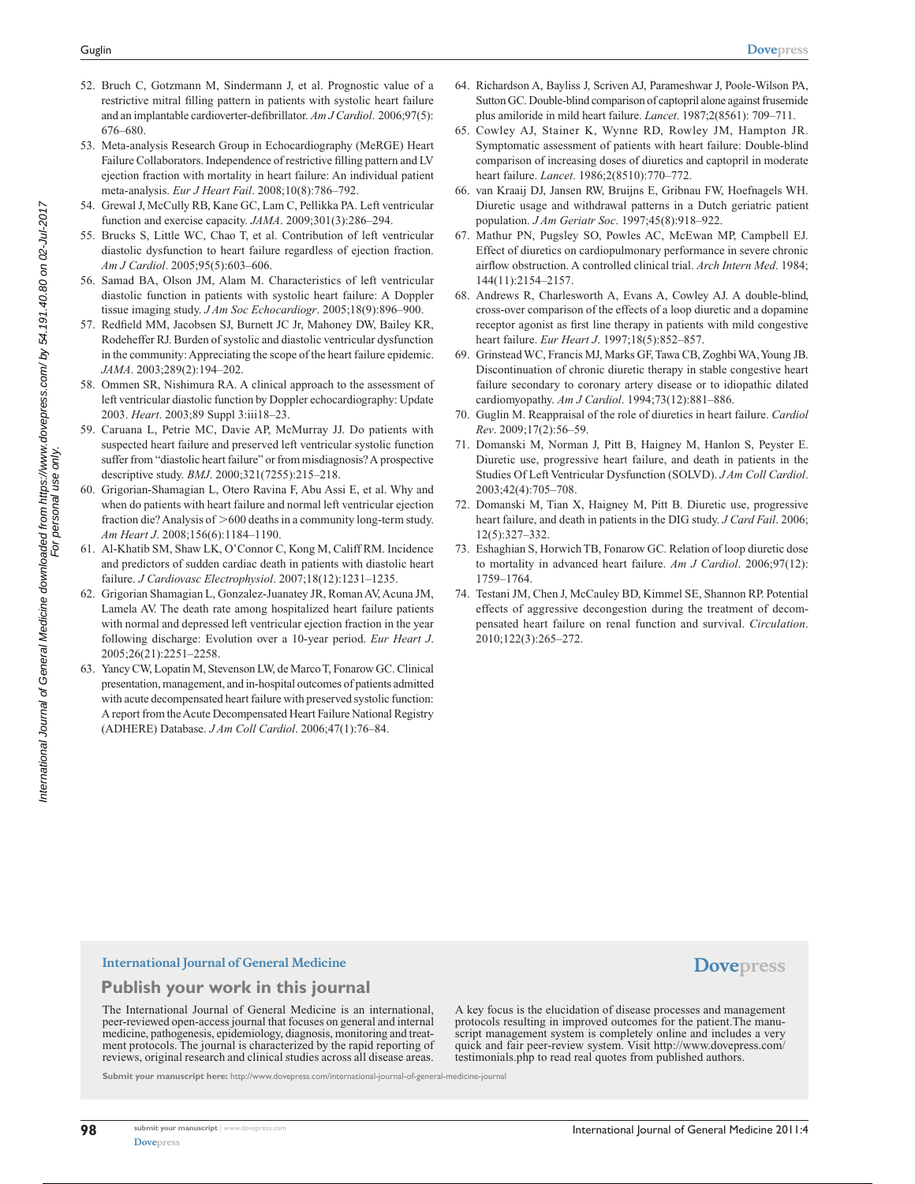52. Bruch C, Gotzmann M, Sindermann J, et al. Prognostic value of a restrictive mitral filling pattern in patients with systolic heart failure and an implantable cardioverter-defibrillator. *Am J Cardiol*. 2006;97(5):676–680.
53. Meta-analysis Research Group in Echocardiography (MeRGE) Heart Failure Collaborators. Independence of restrictive filling pattern and LV ejection fraction with mortality in heart failure: An individual patient meta-analysis. *Eur J Heart Fail*. 2008;10(8):786–792.
54. Grewal J, McCully RB, Kane GC, Lam C, Pellikka PA. Left ventricular function and exercise capacity. *JAMA*. 2009;301(3):286–294.
55. Brucks S, Little WC, Chao T, et al. Contribution of left ventricular diastolic dysfunction to heart failure regardless of ejection fraction. *Am J Cardiol*. 2005;95(5):603–606.
56. Samad BA, Olson JM, Alam M. Characteristics of left ventricular diastolic function in patients with systolic heart failure: A Doppler tissue imaging study. *J Am Soc Echocardiogr*. 2005;18(9):896–900.
57. Redfield MM, Jacobsen SJ, Burnett JC Jr, Mahoney DW, Bailey KR, Rodeheffer RJ. Burden of systolic and diastolic ventricular dysfunction in the community: Appreciating the scope of the heart failure epidemic. *JAMA*. 2003;289(2):194–202.
58. Ommen SR, Nishimura RA. A clinical approach to the assessment of left ventricular diastolic function by Doppler echocardiography: Update 2003. *Heart*. 2003;89 Suppl 3:iii18–23.
59. Caruana L, Petrie MC, Davie AP, McMurray JJ. Do patients with suspected heart failure and preserved left ventricular systolic function suffer from "diastolic heart failure" or from misdiagnosis? A prospective descriptive study. *BMJ*. 2000;321(7255):215–218.
60. Grigorian-Shamagian L, Otero Ravina F, Abu Assi E, et al. Why and when do patients with heart failure and normal left ventricular ejection fraction die? Analysis of >600 deaths in a community long-term study. *Am Heart J*. 2008;156(6):1184–1190.
61. Al-Khatib SM, Shaw LK, O'Connor C, Kong M, Califf RM. Incidence and predictors of sudden cardiac death in patients with diastolic heart failure. *J Cardiovasc Electrophysiol*. 2007;18(12):1231–1235.
62. Grigorian Shamagian L, Gonzalez-Juanatey JR, Roman AV, Acuna JM, Lamela AV. The death rate among hospitalized heart failure patients with normal and depressed left ventricular ejection fraction in the year following discharge: Evolution over a 10-year period. *Eur Heart J*. 2005;26(21):2251–2258.
63. Yancy CW, Lopatin M, Stevenson LW, de Marco T, Fonarow GC. Clinical presentation, management, and in-hospital outcomes of patients admitted with acute decompensated heart failure with preserved systolic function: A report from the Acute Decompensated Heart Failure National Registry (ADHERE) Database. *J Am Coll Cardiol*. 2006;47(1):76–84.
64. Richardson A, Bayliss J, Scriven AJ, Parameshwar J, Poole-Wilson PA, Sutton GC. Double-blind comparison of captopril alone against frusemide plus amiloride in mild heart failure. *Lancet*. 1987;2(8561): 709–711.
65. Cowley AJ, Stainer K, Wynne RD, Rowley JM, Hampton JR. Symptomatic assessment of patients with heart failure: Double-blind comparison of increasing doses of diuretics and captopril in moderate heart failure. *Lancet*. 1986;2(8510):770–772.
66. van Kraaij DJ, Jansen RW, Bruijns E, Gribnau FW, Hoefnagels WH. Diuretic usage and withdrawal patterns in a Dutch geriatric patient population. *J Am Geriatr Soc*. 1997;45(8):918–922.
67. Mathur PN, Pugsley SO, Powles AC, McEwan MP, Campbell EJ. Effect of diuretics on cardiopulmonary performance in severe chronic airflow obstruction. A controlled clinical trial. *Arch Intern Med*. 1984;144(11):2154–2157.
68. Andrews R, Charlesworth A, Evans A, Cowley AJ. A double-blind, cross-over comparison of the effects of a loop diuretic and a dopamine receptor agonist as first line therapy in patients with mild congestive heart failure. *Eur Heart J*. 1997;18(5):852–857.
69. Grinstead WC, Francis MJ, Marks GF, Tawa CB, Zoghbi WA, Young JB. Discontinuation of chronic diuretic therapy in stable congestive heart failure secondary to coronary artery disease or to idiopathic dilated cardiomyopathy. *Am J Cardiol*. 1994;73(12):881–886.
70. Guglin M. Reappraisal of the role of diuretics in heart failure. *Cardiol Rev*. 2009;17(2):56–59.
71. Domanski M, Norman J, Pitt B, Haigney M, Hanlon S, Peyster E. Diuretic use, progressive heart failure, and death in patients in the Studies Of Left Ventricular Dysfunction (SOLVD). *J Am Coll Cardiol*. 2003;42(4):705–708.
72. Domanski M, Tian X, Haigney M, Pitt B. Diuretic use, progressive heart failure, and death in patients in the DIG study. *J Card Fail*. 2006;12(5):327–332.
73. Eshaghian S, Horwich TB, Fonarow GC. Relation of loop diuretic dose to mortality in advanced heart failure. *Am J Cardiol*. 2006;97(12):1759–1764.
74. Testani JM, Chen J, McCauley BD, Kimmel SE, Shannon RP. Potential effects of aggressive decongestion during the treatment of decompensated heart failure on renal function and survival. *Circulation*. 2010;122(3):265–272.

**International Journal of General Medicine**

## Publish your work in this journal

The International Journal of General Medicine is an international, peer-reviewed open-access journal that focuses on general and internal medicine, pathogenesis, epidemiology, diagnosis, monitoring and treatment protocols. The journal is characterized by the rapid reporting of reviews, original research and clinical studies across all disease areas. A key focus is the elucidation of disease processes and management protocols resulting in improved outcomes for the patient. The manuscript management system is completely online and includes a very quick and fair peer-review system. Visit http://www.dovepress.com/testimonials.php to read real quotes from published authors.

**Submit your manuscript here:** http://www.dovepress.com/international-journal-of-general-medicine-journal